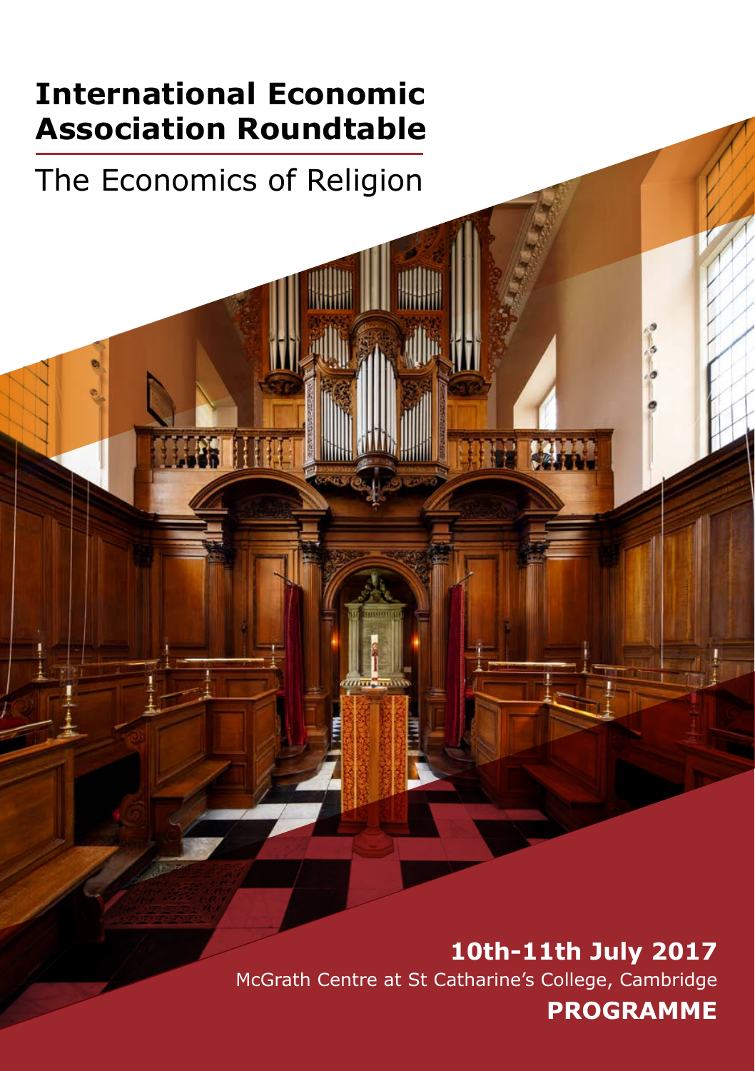# International Economic Association Roundtable

## The Economics of Religion

**10th-11th July 2017**

McGrath Centre at St Catharine's College, Cambridge

**PROGRAMME**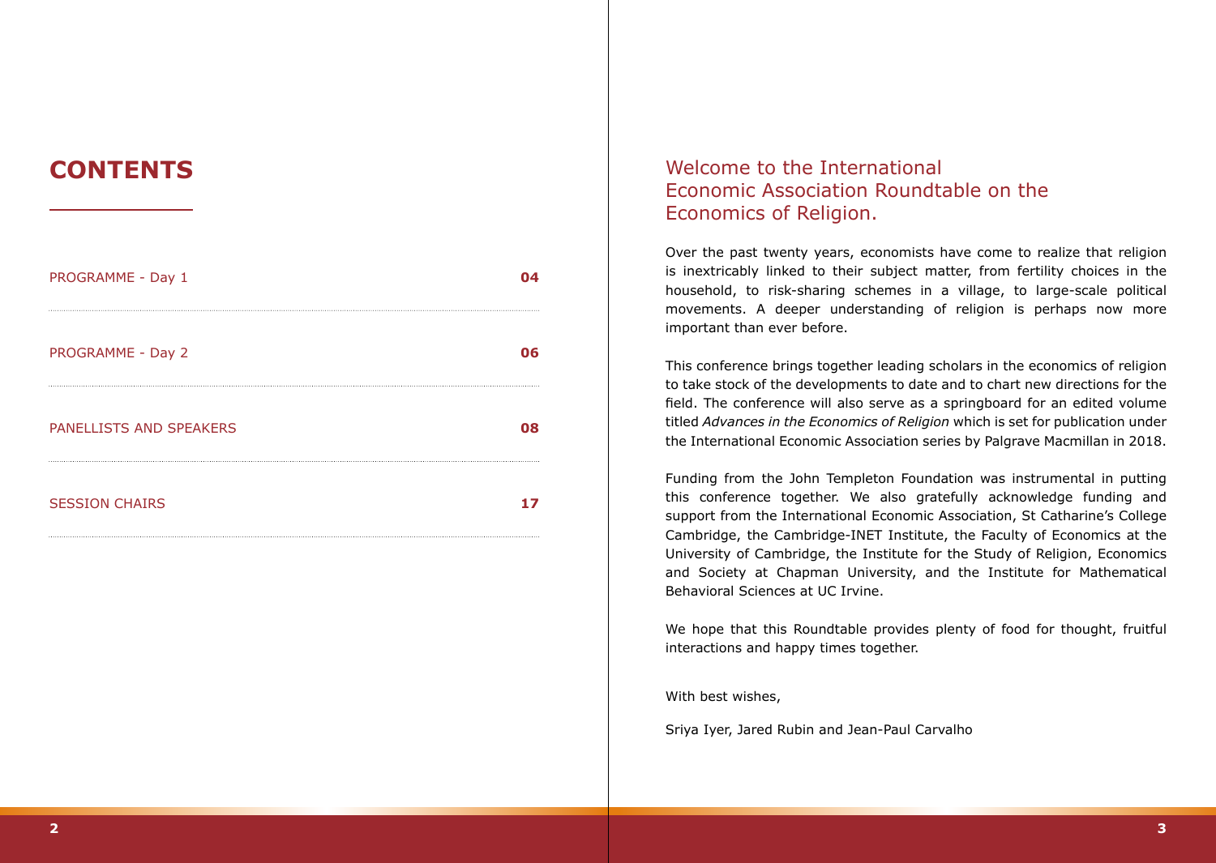# CONTENTS

| | |
|---|---|
| PROGRAMME - Day 1 | **04** |
| PROGRAMME - Day 2 | **06** |
| PANELLISTS AND SPEAKERS | **08** |
| SESSION CHAIRS | **17** |

## Welcome to the International Economic Association Roundtable on the Economics of Religion.

Over the past twenty years, economists have come to realize that religion is inextricably linked to their subject matter, from fertility choices in the household, to risk-sharing schemes in a village, to large-scale political movements. A deeper understanding of religion is perhaps now more important than ever before.

This conference brings together leading scholars in the economics of religion to take stock of the developments to date and to chart new directions for the field. The conference will also serve as a springboard for an edited volume titled *Advances in the Economics of Religion* which is set for publication under the International Economic Association series by Palgrave Macmillan in 2018.

Funding from the John Templeton Foundation was instrumental in putting this conference together. We also gratefully acknowledge funding and support from the International Economic Association, St Catharine's College Cambridge, the Cambridge-INET Institute, the Faculty of Economics at the University of Cambridge, the Institute for the Study of Religion, Economics and Society at Chapman University, and the Institute for Mathematical Behavioral Sciences at UC Irvine.

We hope that this Roundtable provides plenty of food for thought, fruitful interactions and happy times together.

With best wishes,

Sriya Iyer, Jared Rubin and Jean-Paul Carvalho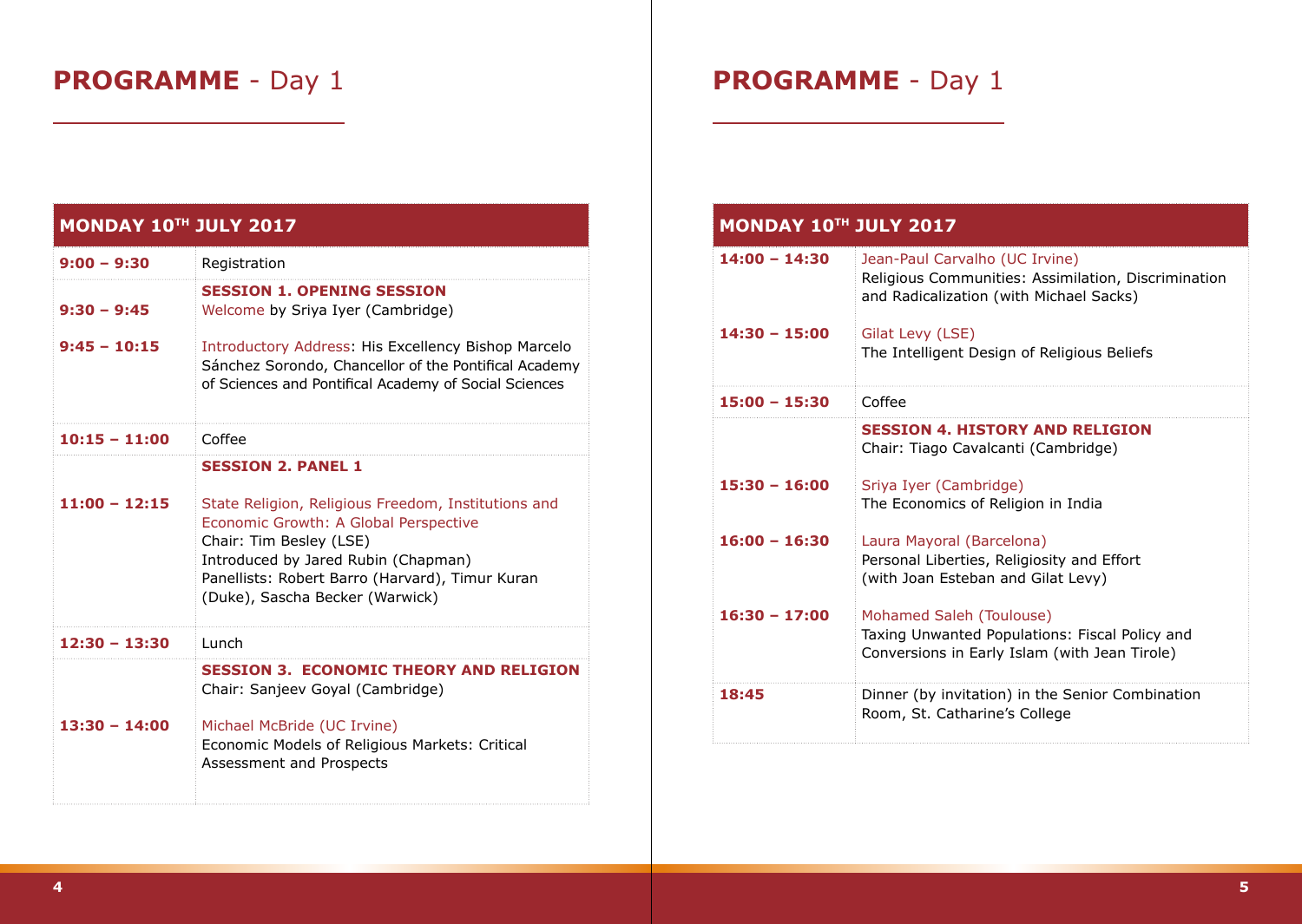## PROGRAMME - Day 1

| MONDAY 10TH JULY 2017 | |
|---|---|
| **9:00 – 9:30** | Registration |
| | **SESSION 1. OPENING SESSION** |
| **9:30 – 9:45** | Welcome by Sriya Iyer (Cambridge) |
| **9:45 – 10:15** | Introductory Address: His Excellency Bishop Marcelo Sánchez Sorondo, Chancellor of the Pontifical Academy of Sciences and Pontifical Academy of Social Sciences |
| **10:15 – 11:00** | Coffee |
| | **SESSION 2. PANEL 1** |
| **11:00 – 12:15** | State Religion, Religious Freedom, Institutions and Economic Growth: A Global Perspective<br>Chair: Tim Besley (LSE)<br>Introduced by Jared Rubin (Chapman)<br>Panellists: Robert Barro (Harvard), Timur Kuran (Duke), Sascha Becker (Warwick) |
| **12:30 – 13:30** | Lunch |
| | **SESSION 3. ECONOMIC THEORY AND RELIGION**<br>Chair: Sanjeev Goyal (Cambridge) |
| **13:30 – 14:00** | Michael McBride (UC Irvine)<br>Economic Models of Religious Markets: Critical Assessment and Prospects |

## PROGRAMME - Day 1

| MONDAY 10TH JULY 2017 | |
|---|---|
| **14:00 – 14:30** | Jean-Paul Carvalho (UC Irvine)<br>Religious Communities: Assimilation, Discrimination and Radicalization (with Michael Sacks) |
| **14:30 – 15:00** | Gilat Levy (LSE)<br>The Intelligent Design of Religious Beliefs |
| **15:00 – 15:30** | Coffee |
| | **SESSION 4. HISTORY AND RELIGION**<br>Chair: Tiago Cavalcanti (Cambridge) |
| **15:30 – 16:00** | Sriya Iyer (Cambridge)<br>The Economics of Religion in India |
| **16:00 – 16:30** | Laura Mayoral (Barcelona)<br>Personal Liberties, Religiosity and Effort (with Joan Esteban and Gilat Levy) |
| **16:30 – 17:00** | Mohamed Saleh (Toulouse)<br>Taxing Unwanted Populations: Fiscal Policy and Conversions in Early Islam (with Jean Tirole) |
| **18:45** | Dinner (by invitation) in the Senior Combination Room, St. Catharine's College |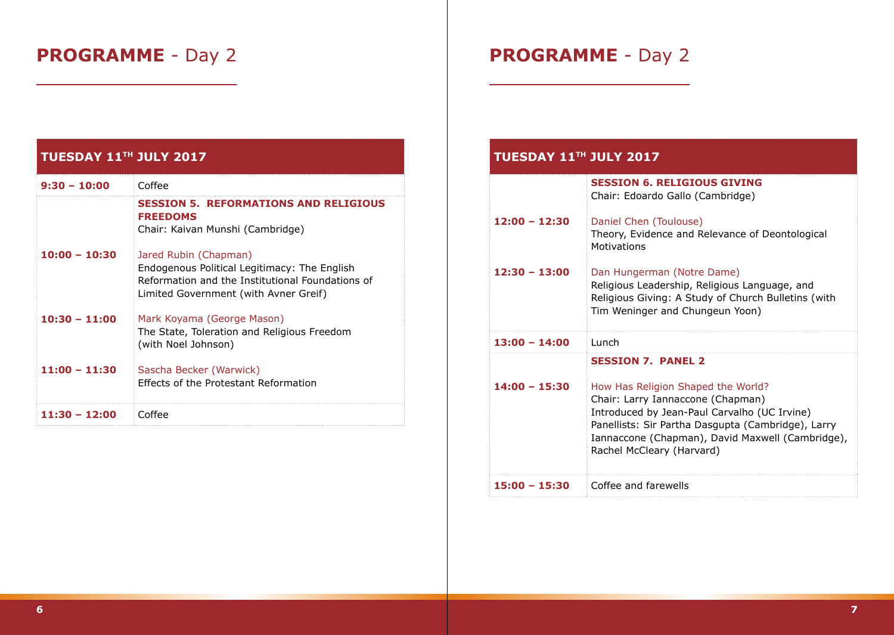## PROGRAMME - Day 2

| TUESDAY 11TH JULY 2017 | |
|---|---|
| **9:30 – 10:00** | Coffee |
| | **SESSION 5. REFORMATIONS AND RELIGIOUS FREEDOMS**<br>Chair: Kaivan Munshi (Cambridge) |
| **10:00 – 10:30** | Jared Rubin (Chapman)<br>Endogenous Political Legitimacy: The English Reformation and the Institutional Foundations of Limited Government (with Avner Greif) |
| **10:30 – 11:00** | Mark Koyama (George Mason)<br>The State, Toleration and Religious Freedom (with Noel Johnson) |
| **11:00 – 11:30** | Sascha Becker (Warwick)<br>Effects of the Protestant Reformation |
| **11:30 – 12:00** | Coffee |

## PROGRAMME - Day 2

| TUESDAY 11TH JULY 2017 | |
|---|---|
| | **SESSION 6. RELIGIOUS GIVING**<br>Chair: Edoardo Gallo (Cambridge) |
| **12:00 – 12:30** | Daniel Chen (Toulouse)<br>Theory, Evidence and Relevance of Deontological Motivations |
| **12:30 – 13:00** | Dan Hungerman (Notre Dame)<br>Religious Leadership, Religious Language, and Religious Giving: A Study of Church Bulletins (with Tim Weninger and Chungeun Yoon) |
| **13:00 – 14:00** | Lunch |
| | **SESSION 7. PANEL 2** |
| **14:00 – 15:30** | How Has Religion Shaped the World?<br>Chair: Larry Iannaccone (Chapman)<br>Introduced by Jean-Paul Carvalho (UC Irvine)<br>Panellists: Sir Partha Dasgupta (Cambridge), Larry Iannaccone (Chapman), David Maxwell (Cambridge), Rachel McCleary (Harvard) |
| **15:00 – 15:30** | Coffee and farewells |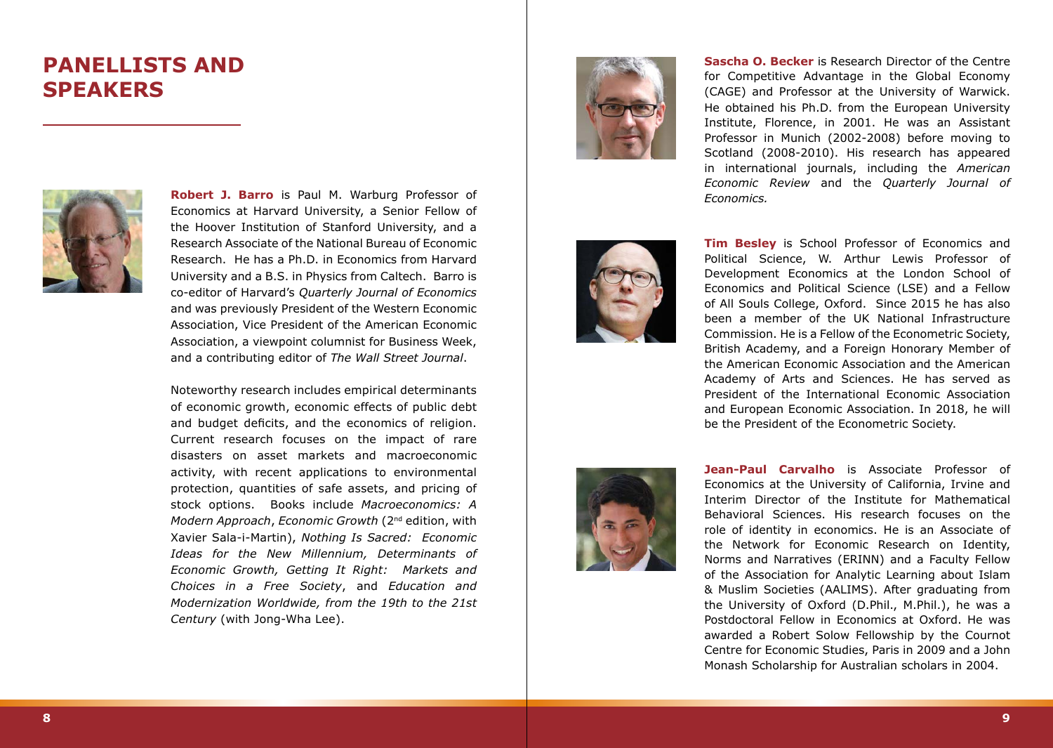# PANELLISTS AND SPEAKERS

**Robert J. Barro** is Paul M. Warburg Professor of Economics at Harvard University, a Senior Fellow of the Hoover Institution of Stanford University, and a Research Associate of the National Bureau of Economic Research. He has a Ph.D. in Economics from Harvard University and a B.S. in Physics from Caltech. Barro is co-editor of Harvard's *Quarterly Journal of Economics* and was previously President of the Western Economic Association, Vice President of the American Economic Association, a viewpoint columnist for Business Week, and a contributing editor of *The Wall Street Journal*.

Noteworthy research includes empirical determinants of economic growth, economic effects of public debt and budget deficits, and the economics of religion. Current research focuses on the impact of rare disasters on asset markets and macroeconomic activity, with recent applications to environmental protection, quantities of safe assets, and pricing of stock options. Books include *Macroeconomics: A Modern Approach*, *Economic Growth* (2nd edition, with Xavier Sala-i-Martin), *Nothing Is Sacred: Economic Ideas for the New Millennium, Determinants of Economic Growth, Getting It Right: Markets and Choices in a Free Society*, and *Education and Modernization Worldwide, from the 19th to the 21st Century* (with Jong-Wha Lee).

**Sascha O. Becker** is Research Director of the Centre for Competitive Advantage in the Global Economy (CAGE) and Professor at the University of Warwick. He obtained his Ph.D. from the European University Institute, Florence, in 2001. He was an Assistant Professor in Munich (2002-2008) before moving to Scotland (2008-2010). His research has appeared in international journals, including the *American Economic Review* and the *Quarterly Journal of Economics.*

**Tim Besley** is School Professor of Economics and Political Science, W. Arthur Lewis Professor of Development Economics at the London School of Economics and Political Science (LSE) and a Fellow of All Souls College, Oxford. Since 2015 he has also been a member of the UK National Infrastructure Commission. He is a Fellow of the Econometric Society, British Academy, and a Foreign Honorary Member of the American Economic Association and the American Academy of Arts and Sciences. He has served as President of the International Economic Association and European Economic Association. In 2018, he will be the President of the Econometric Society.

**Jean-Paul Carvalho** is Associate Professor of Economics at the University of California, Irvine and Interim Director of the Institute for Mathematical Behavioral Sciences. His research focuses on the role of identity in economics. He is an Associate of the Network for Economic Research on Identity, Norms and Narratives (ERINN) and a Faculty Fellow of the Association for Analytic Learning about Islam & Muslim Societies (AALIMS). After graduating from the University of Oxford (D.Phil., M.Phil.), he was a Postdoctoral Fellow in Economics at Oxford. He was awarded a Robert Solow Fellowship by the Cournot Centre for Economic Studies, Paris in 2009 and a John Monash Scholarship for Australian scholars in 2004.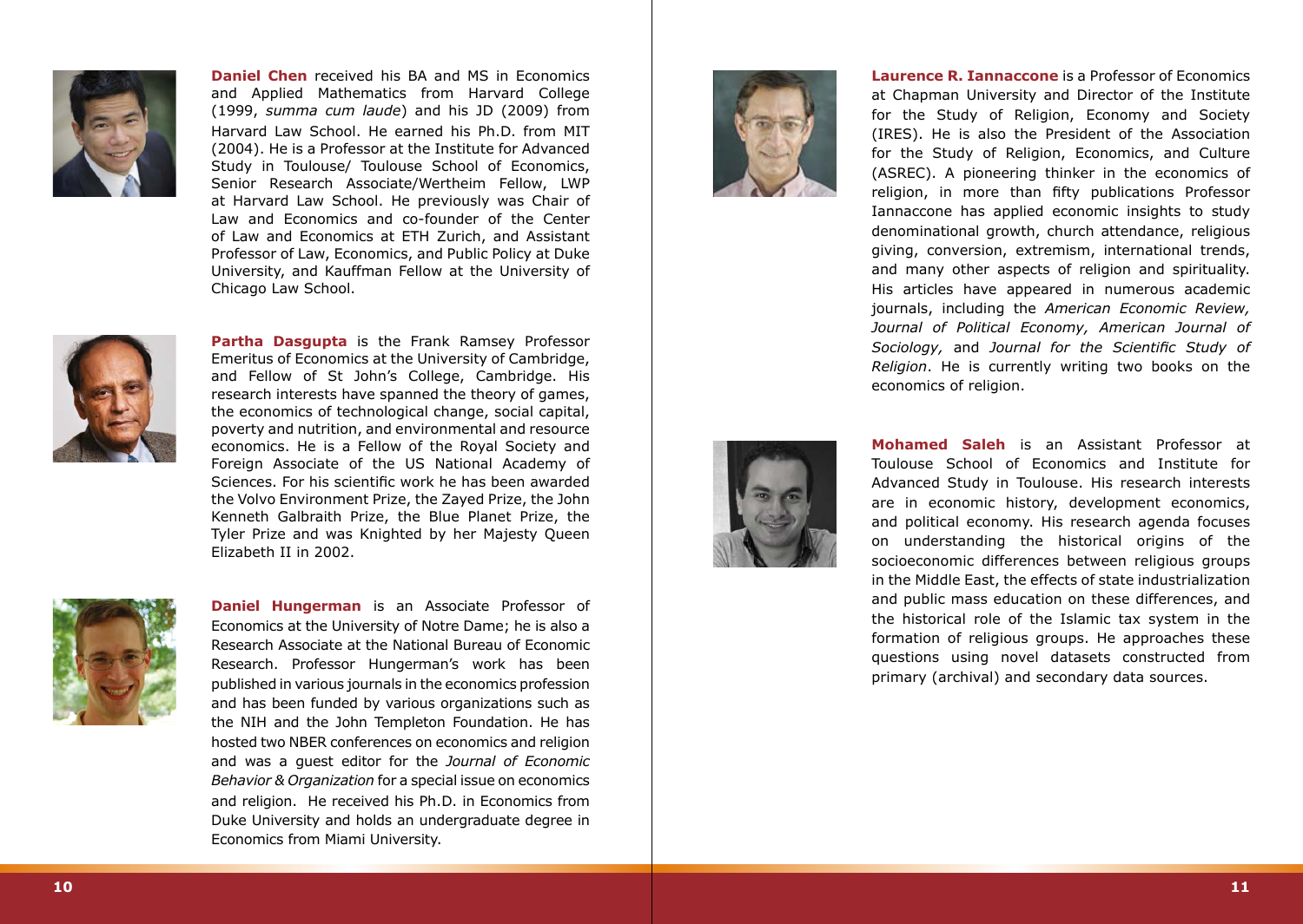**Daniel Chen** received his BA and MS in Economics and Applied Mathematics from Harvard College (1999, *summa cum laude*) and his JD (2009) from Harvard Law School. He earned his Ph.D. from MIT (2004). He is a Professor at the Institute for Advanced Study in Toulouse/ Toulouse School of Economics, Senior Research Associate/Wertheim Fellow, LWP at Harvard Law School. He previously was Chair of Law and Economics and co-founder of the Center of Law and Economics at ETH Zurich, and Assistant Professor of Law, Economics, and Public Policy at Duke University, and Kauffman Fellow at the University of Chicago Law School.

**Partha Dasgupta** is the Frank Ramsey Professor Emeritus of Economics at the University of Cambridge, and Fellow of St John's College, Cambridge. His research interests have spanned the theory of games, the economics of technological change, social capital, poverty and nutrition, and environmental and resource economics. He is a Fellow of the Royal Society and Foreign Associate of the US National Academy of Sciences. For his scientific work he has been awarded the Volvo Environment Prize, the Zayed Prize, the John Kenneth Galbraith Prize, the Blue Planet Prize, the Tyler Prize and was Knighted by her Majesty Queen Elizabeth II in 2002.

**Daniel Hungerman** is an Associate Professor of Economics at the University of Notre Dame; he is also a Research Associate at the National Bureau of Economic Research. Professor Hungerman's work has been published in various journals in the economics profession and has been funded by various organizations such as the NIH and the John Templeton Foundation. He has hosted two NBER conferences on economics and religion and was a guest editor for the *Journal of Economic Behavior & Organization* for a special issue on economics and religion. He received his Ph.D. in Economics from Duke University and holds an undergraduate degree in Economics from Miami University.

**Laurence R. Iannaccone** is a Professor of Economics at Chapman University and Director of the Institute for the Study of Religion, Economy and Society (IRES). He is also the President of the Association for the Study of Religion, Economics, and Culture (ASREC). A pioneering thinker in the economics of religion, in more than fifty publications Professor Iannaccone has applied economic insights to study denominational growth, church attendance, religious giving, conversion, extremism, international trends, and many other aspects of religion and spirituality. His articles have appeared in numerous academic journals, including the *American Economic Review, Journal of Political Economy, American Journal of Sociology,* and *Journal for the Scientific Study of Religion*. He is currently writing two books on the economics of religion.

**Mohamed Saleh** is an Assistant Professor at Toulouse School of Economics and Institute for Advanced Study in Toulouse. His research interests are in economic history, development economics, and political economy. His research agenda focuses on understanding the historical origins of the socioeconomic differences between religious groups in the Middle East, the effects of state industrialization and public mass education on these differences, and the historical role of the Islamic tax system in the formation of religious groups. He approaches these questions using novel datasets constructed from primary (archival) and secondary data sources.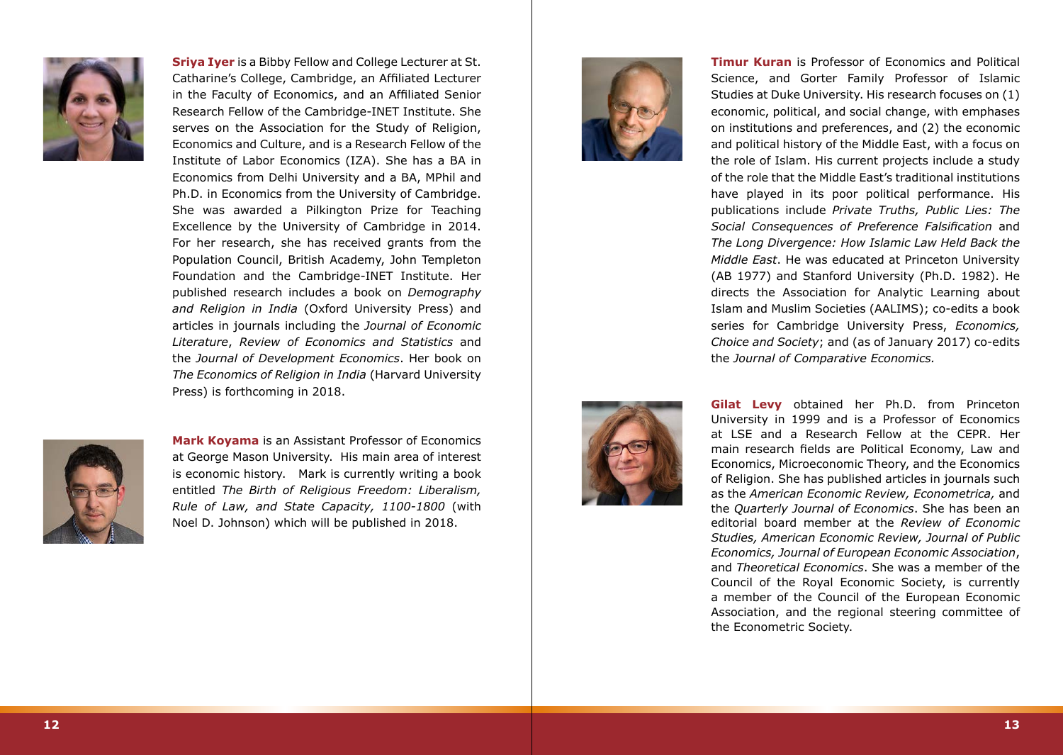**Sriya Iyer** is a Bibby Fellow and College Lecturer at St. Catharine's College, Cambridge, an Affiliated Lecturer in the Faculty of Economics, and an Affiliated Senior Research Fellow of the Cambridge-INET Institute. She serves on the Association for the Study of Religion, Economics and Culture, and is a Research Fellow of the Institute of Labor Economics (IZA). She has a BA in Economics from Delhi University and a BA, MPhil and Ph.D. in Economics from the University of Cambridge. She was awarded a Pilkington Prize for Teaching Excellence by the University of Cambridge in 2014. For her research, she has received grants from the Population Council, British Academy, John Templeton Foundation and the Cambridge-INET Institute. Her published research includes a book on *Demography and Religion in India* (Oxford University Press) and articles in journals including the *Journal of Economic Literature*, *Review of Economics and Statistics* and the *Journal of Development Economics*. Her book on *The Economics of Religion in India* (Harvard University Press) is forthcoming in 2018.

**Mark Koyama** is an Assistant Professor of Economics at George Mason University. His main area of interest is economic history. Mark is currently writing a book entitled *The Birth of Religious Freedom: Liberalism, Rule of Law, and State Capacity, 1100-1800* (with Noel D. Johnson) which will be published in 2018.

**Timur Kuran** is Professor of Economics and Political Science, and Gorter Family Professor of Islamic Studies at Duke University. His research focuses on (1) economic, political, and social change, with emphases on institutions and preferences, and (2) the economic and political history of the Middle East, with a focus on the role of Islam. His current projects include a study of the role that the Middle East's traditional institutions have played in its poor political performance. His publications include *Private Truths, Public Lies: The Social Consequences of Preference Falsification* and *The Long Divergence: How Islamic Law Held Back the Middle East*. He was educated at Princeton University (AB 1977) and Stanford University (Ph.D. 1982). He directs the Association for Analytic Learning about Islam and Muslim Societies (AALIMS); co-edits a book series for Cambridge University Press, *Economics, Choice and Society*; and (as of January 2017) co-edits the *Journal of Comparative Economics.*

**Gilat Levy** obtained her Ph.D. from Princeton University in 1999 and is a Professor of Economics at LSE and a Research Fellow at the CEPR. Her main research fields are Political Economy, Law and Economics, Microeconomic Theory, and the Economics of Religion. She has published articles in journals such as the *American Economic Review, Econometrica,* and the *Quarterly Journal of Economics*. She has been an editorial board member at the *Review of Economic Studies, American Economic Review, Journal of Public Economics, Journal of European Economic Association*, and *Theoretical Economics*. She was a member of the Council of the Royal Economic Society, is currently a member of the Council of the European Economic Association, and the regional steering committee of the Econometric Society.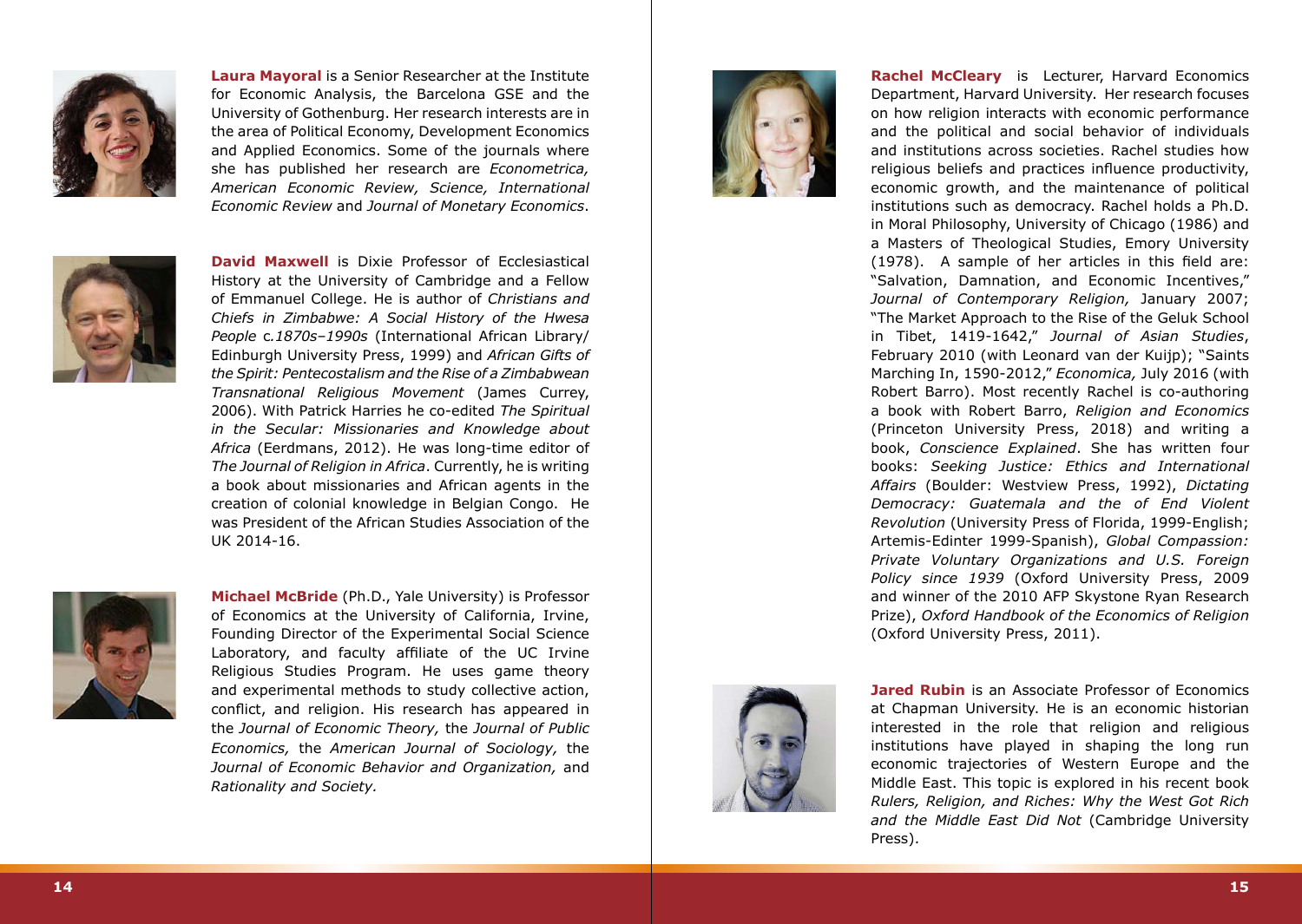**Laura Mayoral** is a Senior Researcher at the Institute for Economic Analysis, the Barcelona GSE and the University of Gothenburg. Her research interests are in the area of Political Economy, Development Economics and Applied Economics. Some of the journals where she has published her research are *Econometrica, American Economic Review, Science, International Economic Review* and *Journal of Monetary Economics*.

**David Maxwell** is Dixie Professor of Ecclesiastical History at the University of Cambridge and a Fellow of Emmanuel College. He is author of *Christians and Chiefs in Zimbabwe: A Social History of the Hwesa People* c*.1870s–1990s* (International African Library/ Edinburgh University Press, 1999) and *African Gifts of the Spirit: Pentecostalism and the Rise of a Zimbabwean Transnational Religious Movement* (James Currey, 2006). With Patrick Harries he co-edited *The Spiritual in the Secular: Missionaries and Knowledge about Africa* (Eerdmans, 2012). He was long-time editor of *The Journal of Religion in Africa*. Currently, he is writing a book about missionaries and African agents in the creation of colonial knowledge in Belgian Congo. He was President of the African Studies Association of the UK 2014-16.

**Michael McBride** (Ph.D., Yale University) is Professor of Economics at the University of California, Irvine, Founding Director of the Experimental Social Science Laboratory, and faculty affiliate of the UC Irvine Religious Studies Program. He uses game theory and experimental methods to study collective action, conflict, and religion. His research has appeared in the *Journal of Economic Theory,* the *Journal of Public Economics,* the *American Journal of Sociology*, the *Journal of Economic Behavior and Organization,* and *Rationality and Society.*

**Rachel McCleary** is Lecturer, Harvard Economics Department, Harvard University. Her research focuses on how religion interacts with economic performance and the political and social behavior of individuals and institutions across societies. Rachel studies how religious beliefs and practices influence productivity, economic growth, and the maintenance of political institutions such as democracy. Rachel holds a Ph.D. in Moral Philosophy, University of Chicago (1986) and a Masters of Theological Studies, Emory University (1978). A sample of her articles in this field are: "Salvation, Damnation, and Economic Incentives," *Journal of Contemporary Religion,* January 2007; "The Market Approach to the Rise of the Geluk School in Tibet, 1419-1642," *Journal of Asian Studies*, February 2010 (with Leonard van der Kuijp); "Saints Marching In, 1590-2012," *Economica,* July 2016 (with Robert Barro). Most recently Rachel is co-authoring a book with Robert Barro, *Religion and Economics* (Princeton University Press, 2018) and writing a book, *Conscience Explained*. She has written four books: *Seeking Justice: Ethics and International Affairs* (Boulder: Westview Press, 1992), *Dictating Democracy: Guatemala and the of End Violent Revolution* (University Press of Florida, 1999-English; Artemis-Edinter 1999-Spanish), *Global Compassion: Private Voluntary Organizations and U.S. Foreign Policy since 1939* (Oxford University Press, 2009 and winner of the 2010 AFP Skystone Ryan Research Prize), *Oxford Handbook of the Economics of Religion* (Oxford University Press, 2011).

**Jared Rubin** is an Associate Professor of Economics at Chapman University. He is an economic historian interested in the role that religion and religious institutions have played in shaping the long run economic trajectories of Western Europe and the Middle East. This topic is explored in his recent book *Rulers, Religion, and Riches: Why the West Got Rich and the Middle East Did Not* (Cambridge University Press).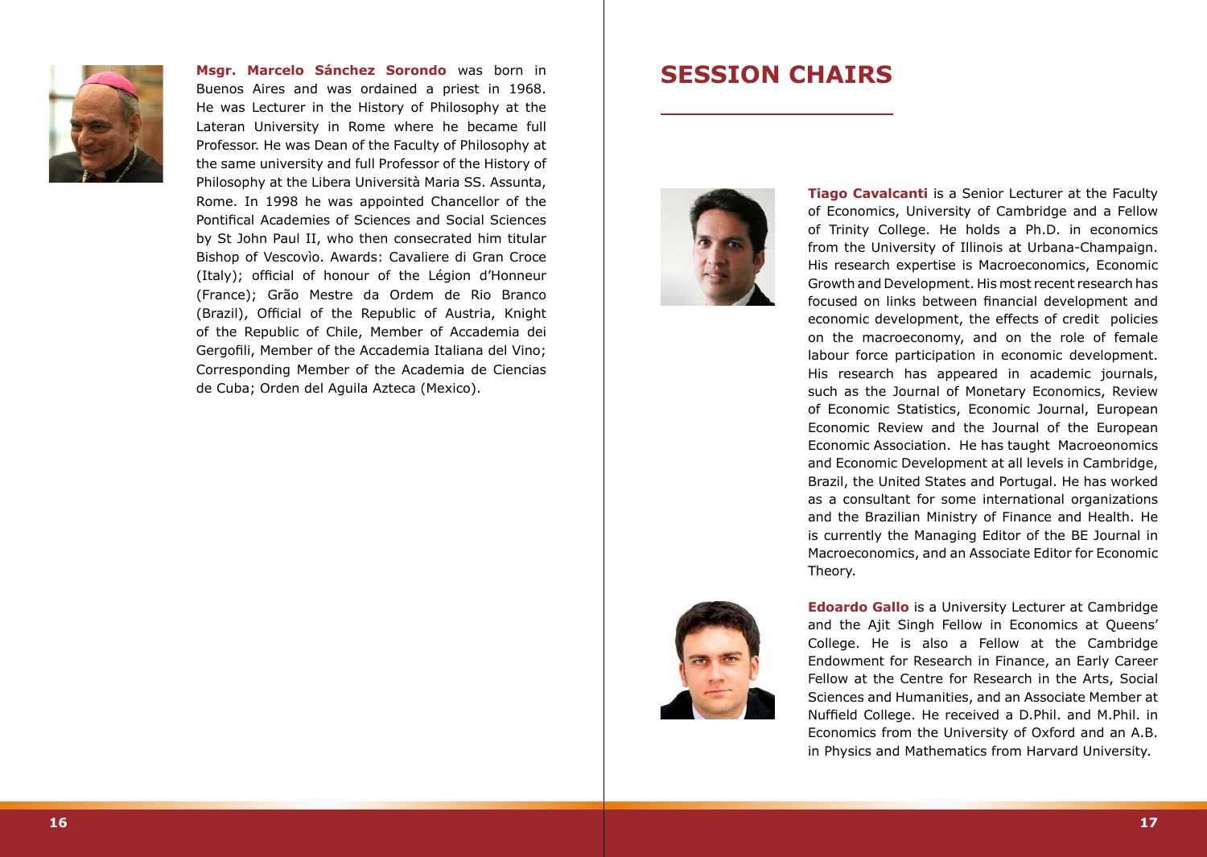**Msgr. Marcelo Sánchez Sorondo** was born in Buenos Aires and was ordained a priest in 1968. He was Lecturer in the History of Philosophy at the Lateran University in Rome where he became full Professor. He was Dean of the Faculty of Philosophy at the same university and full Professor of the History of Philosophy at the Libera Università Maria SS. Assunta, Rome. In 1998 he was appointed Chancellor of the Pontifical Academies of Sciences and Social Sciences by St John Paul II, who then consecrated him titular Bishop of Vescovìo. Awards: Cavaliere di Gran Croce (Italy); official of honour of the Légion d'Honneur (France); Grão Mestre da Ordem de Rio Branco (Brazil), Official of the Republic of Austria, Knight of the Republic of Chile, Member of Accademia dei Gergofili, Member of the Accademia Italiana del Vino; Corresponding Member of the Academia de Ciencias de Cuba; Orden del Aguila Azteca (Mexico).

# SESSION CHAIRS

**Tiago Cavalcanti** is a Senior Lecturer at the Faculty of Economics, University of Cambridge and a Fellow of Trinity College. He holds a Ph.D. in economics from the University of Illinois at Urbana-Champaign. His research expertise is Macroeconomics, Economic Growth and Development. His most recent research has focused on links between financial development and economic development, the effects of credit policies on the macroeconomy, and on the role of female labour force participation in economic development. His research has appeared in academic journals, such as the Journal of Monetary Economics, Review of Economic Statistics, Economic Journal, European Economic Review and the Journal of the European Economic Association. He has taught Macroeonomics and Economic Development at all levels in Cambridge, Brazil, the United States and Portugal. He has worked as a consultant for some international organizations and the Brazilian Ministry of Finance and Health. He is currently the Managing Editor of the BE Journal in Macroeconomics, and an Associate Editor for Economic Theory.

**Edoardo Gallo** is a University Lecturer at Cambridge and the Ajit Singh Fellow in Economics at Queens' College. He is also a Fellow at the Cambridge Endowment for Research in Finance, an Early Career Fellow at the Centre for Research in the Arts, Social Sciences and Humanities, and an Associate Member at Nuffield College. He received a D.Phil. and M.Phil. in Economics from the University of Oxford and an A.B. in Physics and Mathematics from Harvard University.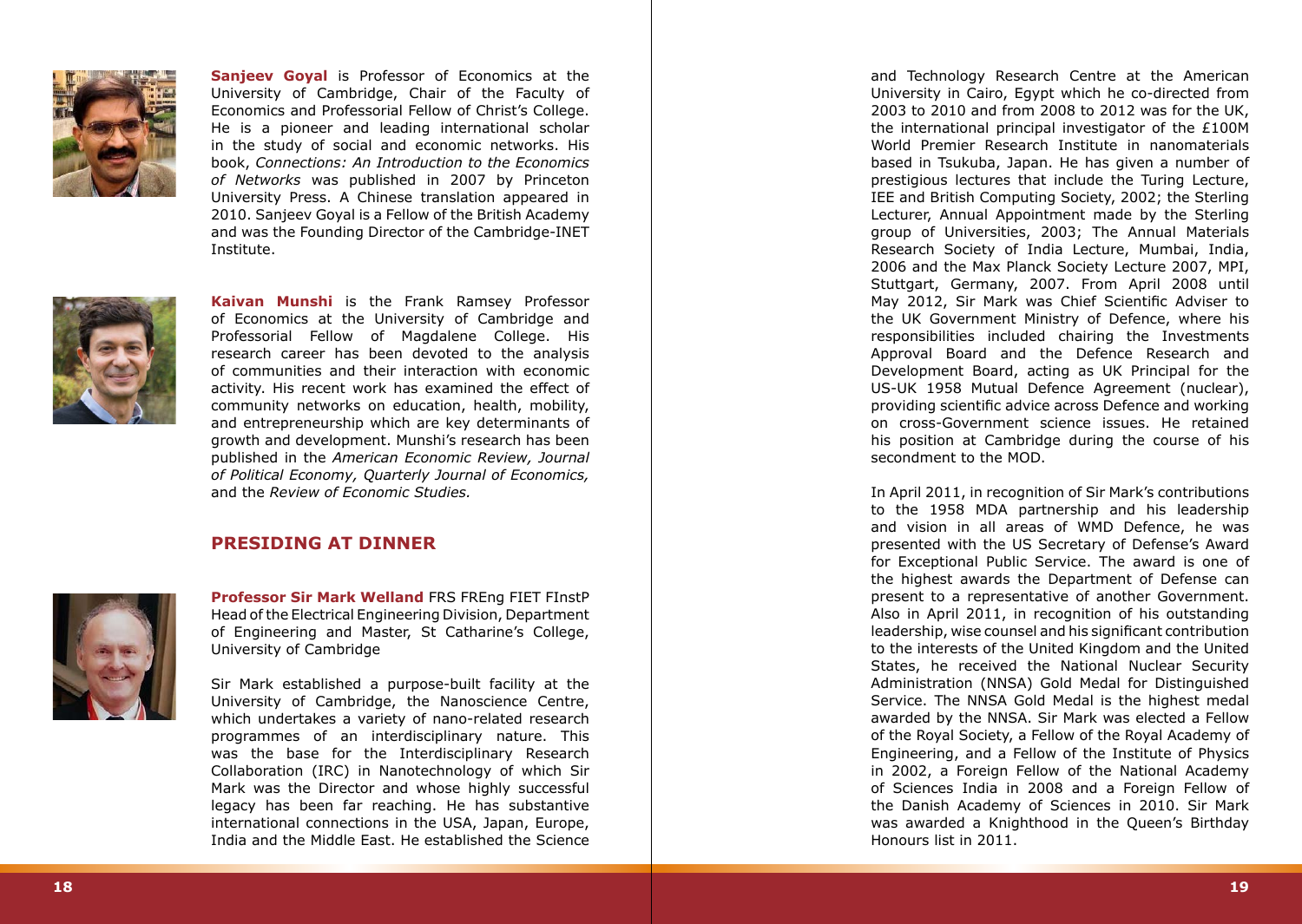**Sanjeev Goyal** is Professor of Economics at the University of Cambridge, Chair of the Faculty of Economics and Professorial Fellow of Christ's College. He is a pioneer and leading international scholar in the study of social and economic networks. His book, *Connections: An Introduction to the Economics of Networks* was published in 2007 by Princeton University Press. A Chinese translation appeared in 2010. Sanjeev Goyal is a Fellow of the British Academy and was the Founding Director of the Cambridge-INET Institute.

**Kaivan Munshi** is the Frank Ramsey Professor of Economics at the University of Cambridge and Professorial Fellow of Magdalene College. His research career has been devoted to the analysis of communities and their interaction with economic activity. His recent work has examined the effect of community networks on education, health, mobility, and entrepreneurship which are key determinants of growth and development. Munshi's research has been published in the *American Economic Review, Journal of Political Economy, Quarterly Journal of Economics,* and the *Review of Economic Studies.*

## PRESIDING AT DINNER

**Professor Sir Mark Welland** FRS FREng FIET FInstP Head of the Electrical Engineering Division, Department of Engineering and Master, St Catharine's College, University of Cambridge

Sir Mark established a purpose-built facility at the University of Cambridge, the Nanoscience Centre, which undertakes a variety of nano-related research programmes of an interdisciplinary nature. This was the base for the Interdisciplinary Research Collaboration (IRC) in Nanotechnology of which Sir Mark was the Director and whose highly successful legacy has been far reaching. He has substantive international connections in the USA, Japan, Europe, India and the Middle East. He established the Science and Technology Research Centre at the American University in Cairo, Egypt which he co-directed from 2003 to 2010 and from 2008 to 2012 was for the UK, the international principal investigator of the £100M World Premier Research Institute in nanomaterials based in Tsukuba, Japan. He has given a number of prestigious lectures that include the Turing Lecture, IEE and British Computing Society, 2002; the Sterling Lecturer, Annual Appointment made by the Sterling group of Universities, 2003; The Annual Materials Research Society of India Lecture, Mumbai, India, 2006 and the Max Planck Society Lecture 2007, MPI, Stuttgart, Germany, 2007. From April 2008 until May 2012, Sir Mark was Chief Scientific Adviser to the UK Government Ministry of Defence, where his responsibilities included chairing the Investments Approval Board and the Defence Research and Development Board, acting as UK Principal for the US-UK 1958 Mutual Defence Agreement (nuclear), providing scientific advice across Defence and working on cross-Government science issues. He retained his position at Cambridge during the course of his secondment to the MOD.

In April 2011, in recognition of Sir Mark's contributions to the 1958 MDA partnership and his leadership and vision in all areas of WMD Defence, he was presented with the US Secretary of Defense's Award for Exceptional Public Service. The award is one of the highest awards the Department of Defense can present to a representative of another Government. Also in April 2011, in recognition of his outstanding leadership, wise counsel and his significant contribution to the interests of the United Kingdom and the United States, he received the National Nuclear Security Administration (NNSA) Gold Medal for Distinguished Service. The NNSA Gold Medal is the highest medal awarded by the NNSA. Sir Mark was elected a Fellow of the Royal Society, a Fellow of the Royal Academy of Engineering, and a Fellow of the Institute of Physics in 2002, a Foreign Fellow of the National Academy of Sciences India in 2008 and a Foreign Fellow of the Danish Academy of Sciences in 2010. Sir Mark was awarded a Knighthood in the Queen's Birthday Honours list in 2011.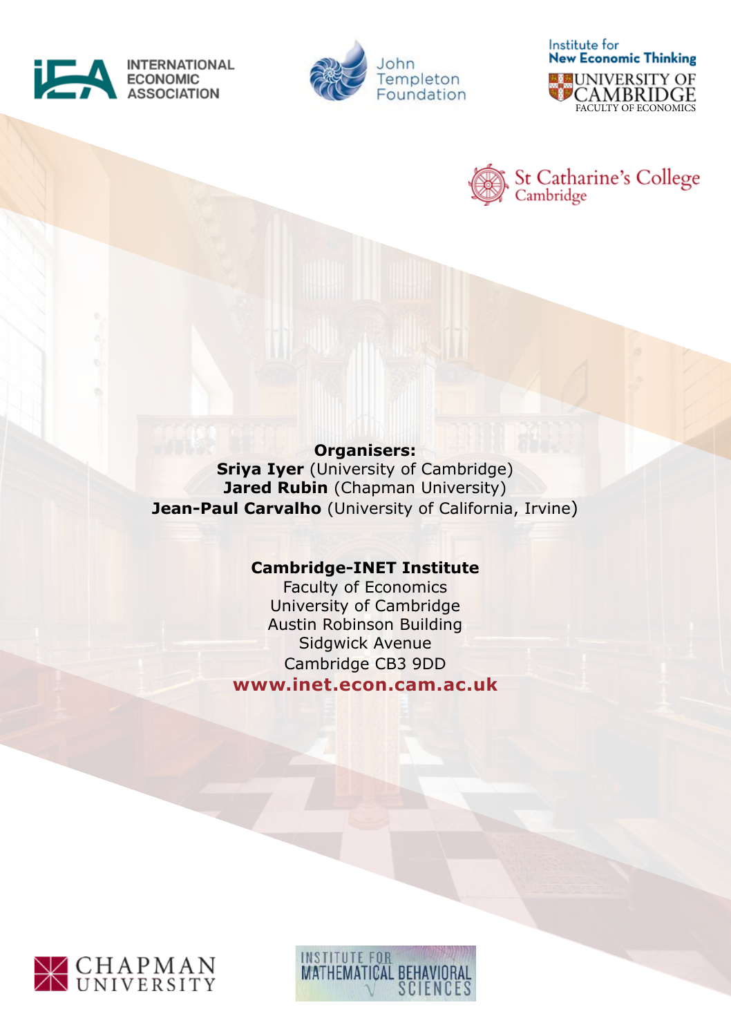INTERNATIONAL ECONOMIC ASSOCIATION

John Templeton Foundation

Institute for New Economic Thinking

UNIVERSITY OF CAMBRIDGE

FACULTY OF ECONOMICS

St Catharine's College Cambridge

**Organisers:**
**Sriya Iyer** (University of Cambridge)
**Jared Rubin** (Chapman University)
**Jean-Paul Carvalho** (University of California, Irvine)

**Cambridge-INET Institute**
Faculty of Economics
University of Cambridge
Austin Robinson Building
Sidgwick Avenue
Cambridge CB3 9DD
**www.inet.econ.cam.ac.uk**

CHAPMAN UNIVERSITY

INSTITUTE FOR MATHEMATICAL BEHAVIORAL SCIENCES